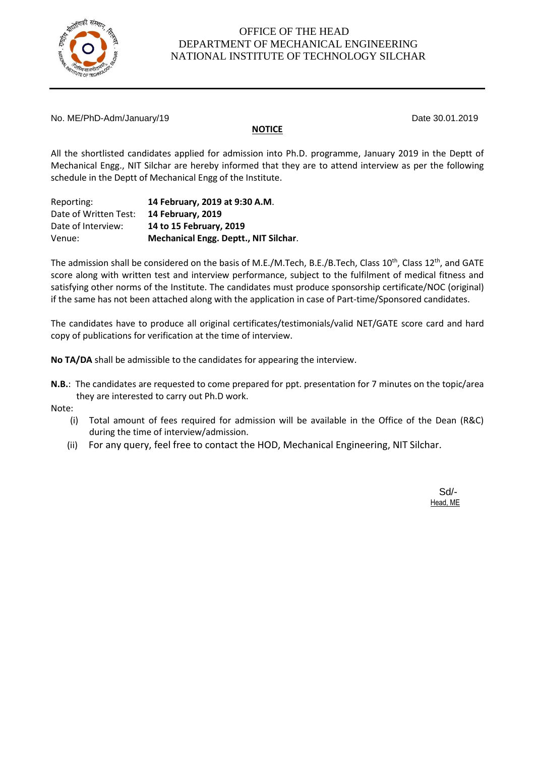OFFICE OF THE HEAD
DEPARTMENT OF MECHANICAL ENGINEERING
NATIONAL INSTITUTE OF TECHNOLOGY SILCHAR

No. ME/PhD-Adm/January/19 Date 30.01.2019

## NOTICE

All the shortlisted candidates applied for admission into Ph.D. programme, January 2019 in the Deptt of Mechanical Engg., NIT Silchar are hereby informed that they are to attend interview as per the following schedule in the Deptt of Mechanical Engg of the Institute.

| | |
|---|---|
| Reporting: | **14 February, 2019 at 9:30 A.M**. |
| Date of Written Test: | **14 February, 2019** |
| Date of Interview: | **14 to 15 February, 2019** |
| Venue: | **Mechanical Engg. Deptt., NIT Silchar**. |

The admission shall be considered on the basis of M.E./M.Tech, B.E./B.Tech, Class 10th, Class 12th, and GATE score along with written test and interview performance, subject to the fulfilment of medical fitness and satisfying other norms of the Institute. The candidates must produce sponsorship certificate/NOC (original) if the same has not been attached along with the application in case of Part-time/Sponsored candidates.

The candidates have to produce all original certificates/testimonials/valid NET/GATE score card and hard copy of publications for verification at the time of interview.

**No TA/DA** shall be admissible to the candidates for appearing the interview.

**N.B.**: The candidates are requested to come prepared for ppt. presentation for 7 minutes on the topic/area they are interested to carry out Ph.D work.

Note:

(i) Total amount of fees required for admission will be available in the Office of the Dean (R&C) during the time of interview/admission.

(ii) For any query, feel free to contact the HOD, Mechanical Engineering, NIT Silchar.

Sd/-
Head, ME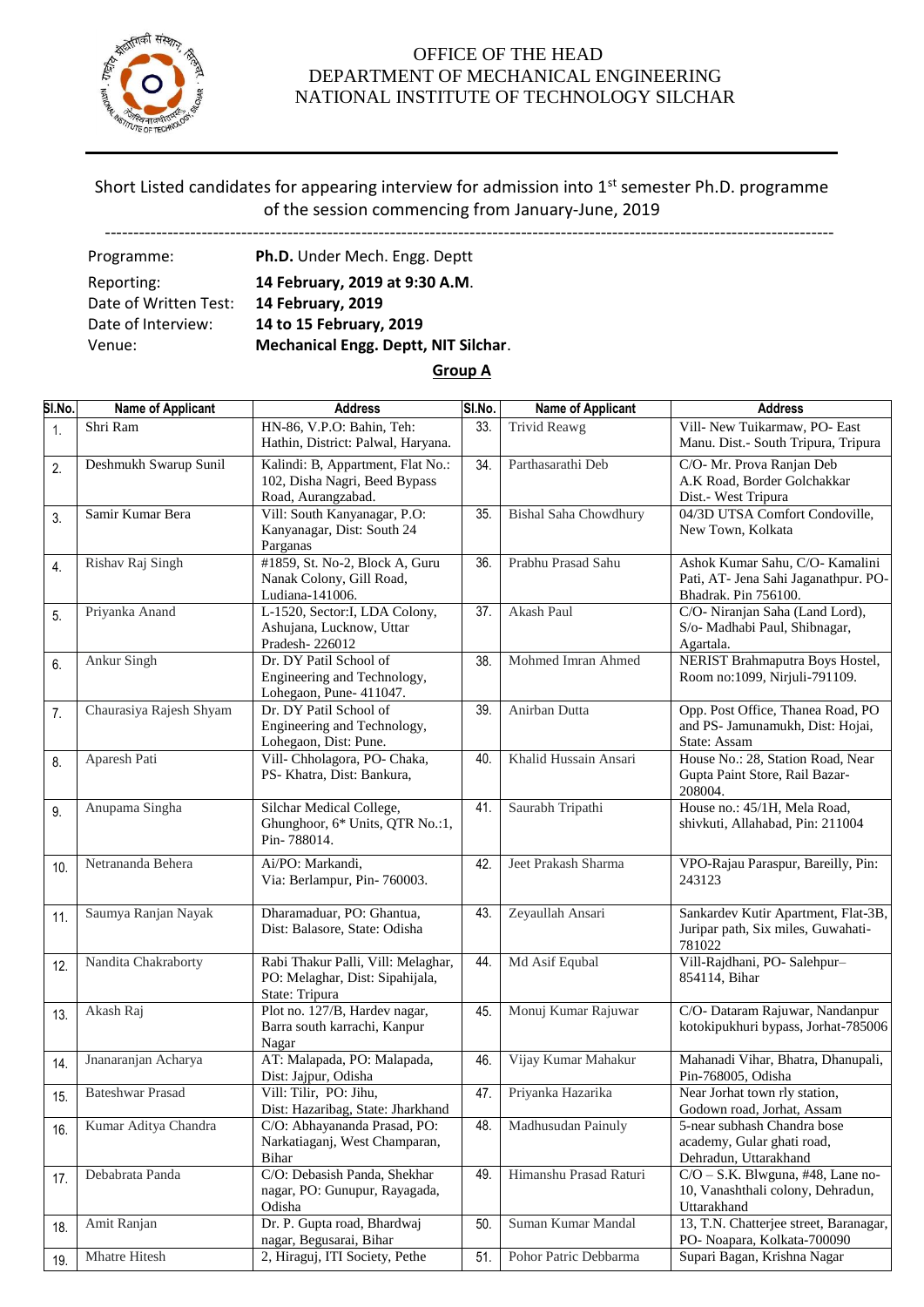OFFICE OF THE HEAD
DEPARTMENT OF MECHANICAL ENGINEERING
NATIONAL INSTITUTE OF TECHNOLOGY SILCHAR

Short Listed candidates for appearing interview for admission into 1st semester Ph.D. programme of the session commencing from January-June, 2019

---

Programme: **Ph.D.** Under Mech. Engg. Deptt
Reporting: **14 February, 2019 at 9:30 A.M**.
Date of Written Test: **14 February, 2019**
Date of Interview: **14 to 15 February, 2019**
Venue: **Mechanical Engg. Deptt, NIT Silchar**.

## Group A

| Sl.No. | Name of Applicant | Address | Sl.No. | Name of Applicant | Address |
|---|---|---|---|---|---|
| 1. | Shri Ram | HN-86, V.P.O: Bahin, Teh: Hathin, District: Palwal, Haryana. | 33. | Trivid Reawg | Vill- New Tuikarmaw, PO- East Manu. Dist.- South Tripura, Tripura |
| 2. | Deshmukh Swarup Sunil | Kalindi: B, Appartment, Flat No.: 102, Disha Nagri, Beed Bypass Road, Aurangzabad. | 34. | Parthasarathi Deb | C/O- Mr. Prova Ranjan Deb A.K Road, Border Golchakkar Dist.- West Tripura |
| 3. | Samir Kumar Bera | Vill: South Kanyanagar, P.O: Kanyanagar, Dist: South 24 Parganas | 35. | Bishal Saha Chowdhury | 04/3D UTSA Comfort Condoville, New Town, Kolkata |
| 4. | Rishav Raj Singh | #1859, St. No-2, Block A, Guru Nanak Colony, Gill Road, Ludiana-141006. | 36. | Prabhu Prasad Sahu | Ashok Kumar Sahu, C/O- Kamalini Pati, AT- Jena Sahi Jaganathpur. PO- Bhadrak. Pin 756100. |
| 5. | Priyanka Anand | L-1520, Sector:I, LDA Colony, Ashujana, Lucknow, Uttar Pradesh- 226012 | 37. | Akash Paul | C/O- Niranjan Saha (Land Lord), S/o- Madhabi Paul, Shibnagar, Agartala. |
| 6. | Ankur Singh | Dr. DY Patil School of Engineering and Technology, Lohegaon, Pune- 411047. | 38. | Mohmed Imran Ahmed | NERIST Brahmaputra Boys Hostel, Room no:1099, Nirjuli-791109. |
| 7. | Chaurasiya Rajesh Shyam | Dr. DY Patil School of Engineering and Technology, Lohegaon, Dist: Pune. | 39. | Anirban Dutta | Opp. Post Office, Thanea Road, PO and PS- Jamunamukh, Dist: Hojai, State: Assam |
| 8. | Aparesh Pati | Vill- Chholagora, PO- Chaka, PS- Khatra, Dist: Bankura, | 40. | Khalid Hussain Ansari | House No.: 28, Station Road, Near Gupta Paint Store, Rail Bazar- 208004. |
| 9. | Anupama Singha | Silchar Medical College, Ghunghoor, 6* Units, QTR No.:1, Pin- 788014. | 41. | Saurabh Tripathi | House no.: 45/1H, Mela Road, shivkuti, Allahabad, Pin: 211004 |
| 10. | Netrananda Behera | Ai/PO: Markandi, Via: Berlampur, Pin- 760003. | 42. | Jeet Prakash Sharma | VPO-Rajau Paraspur, Bareilly, Pin: 243123 |
| 11. | Saumya Ranjan Nayak | Dharamaduar, PO: Ghantua, Dist: Balasore, State: Odisha | 43. | Zeyaullah Ansari | Sankardev Kutir Apartment, Flat-3B, Juripar path, Six miles, Guwahati- 781022 |
| 12. | Nandita Chakraborty | Rabi Thakur Palli, Vill: Melaghar, PO: Melaghar, Dist: Sipahijala, State: Tripura | 44. | Md Asif Equbal | Vill-Rajdhani, PO- Salehpur– 854114, Bihar |
| 13. | Akash Raj | Plot no. 127/B, Hardev nagar, Barra south karrachi, Kanpur Nagar | 45. | Monuj Kumar Rajuwar | C/O- Dataram Rajuwar, Nandanpur kotokipukhuri bypass, Jorhat-785006 |
| 14. | Jnanaranjan Acharya | AT: Malapada, PO: Malapada, Dist: Jajpur, Odisha | 46. | Vijay Kumar Mahakur | Mahanadi Vihar, Bhatra, Dhanupali, Pin-768005, Odisha |
| 15. | Bateshwar Prasad | Vill: Tilir, PO: Jihu, Dist: Hazaribag, State: Jharkhand | 47. | Priyanka Hazarika | Near Jorhat town rly station, Godown road, Jorhat, Assam |
| 16. | Kumar Aditya Chandra | C/O: Abhayananda Prasad, PO: Narkatiaganj, West Champaran, Bihar | 48. | Madhusudan Painuly | 5-near subhash Chandra bose academy, Gular ghati road, Dehradun, Uttarakhand |
| 17. | Debabrata Panda | C/O: Debasish Panda, Shekhar nagar, PO: Gunupur, Rayagada, Odisha | 49. | Himanshu Prasad Raturi | C/O – S.K. Blwguna, #48, Lane no- 10, Vanashthali colony, Dehradun, Uttarakhand |
| 18. | Amit Ranjan | Dr. P. Gupta road, Bhardwaj nagar, Begusarai, Bihar | 50. | Suman Kumar Mandal | 13, T.N. Chatterjee street, Baranagar, PO- Noapara, Kolkata-700090 |
| 19. | Mhatre Hitesh | 2, Hiraguj, ITI Society, Pethe | 51. | Pohor Patric Debbarma | Supari Bagan, Krishna Nagar |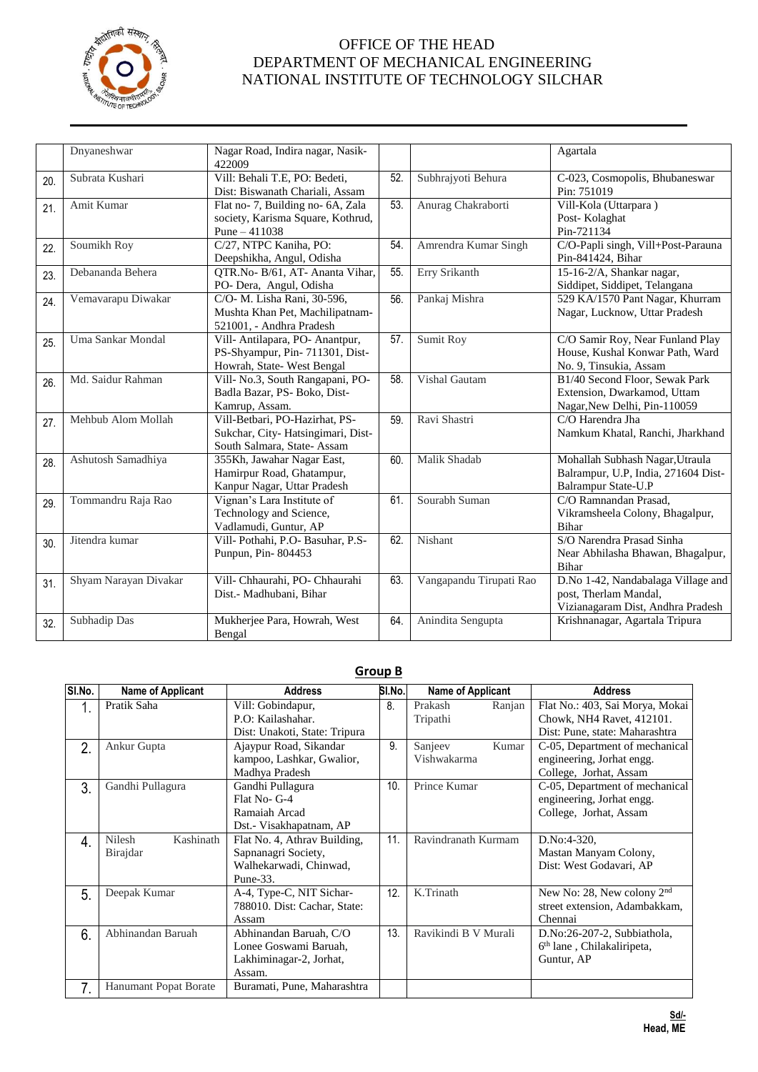OFFICE OF THE HEAD
DEPARTMENT OF MECHANICAL ENGINEERING
NATIONAL INSTITUTE OF TECHNOLOGY SILCHAR

| | | | | | |
|---|---|---|---|---|---|
| | Dnyaneshwar | Nagar Road, Indira nagar, Nasik-422009 | | | Agartala |
| 20. | Subrata Kushari | Vill: Behali T.E, PO: Bedeti, Dist: Biswanath Chariali, Assam | 52. | Subhrajyoti Behura | C-023, Cosmopolis, Bhubaneswar Pin: 751019 |
| 21. | Amit Kumar | Flat no- 7, Building no- 6A, Zala society, Karisma Square, Kothrud, Pune – 411038 | 53. | Anurag Chakraborti | Vill-Kola (Uttarpara ) Post- Kolaghat Pin-721134 |
| 22. | Soumikh Roy | C/27, NTPC Kaniha, PO: Deepshikha, Angul, Odisha | 54. | Amrendra Kumar Singh | C/O-Papli singh, Vill+Post-Parauna Pin-841424, Bihar |
| 23. | Debananda Behera | QTR.No- B/61, AT- Ananta Vihar, PO- Dera, Angul, Odisha | 55. | Erry Srikanth | 15-16-2/A, Shankar nagar, Siddipet, Siddipet, Telangana |
| 24. | Vemavarapu Diwakar | C/O- M. Lisha Rani, 30-596, Mushta Khan Pet, Machilipatnam-521001, - Andhra Pradesh | 56. | Pankaj Mishra | 529 KA/1570 Pant Nagar, Khurram Nagar, Lucknow, Uttar Pradesh |
| 25. | Uma Sankar Mondal | Vill- Antilapara, PO- Anantpur, PS-Shyampur, Pin- 711301, Dist-Howrah, State- West Bengal | 57. | Sumit Roy | C/O Samir Roy, Near Funland Play House, Kushal Konwar Path, Ward No. 9, Tinsukia, Assam |
| 26. | Md. Saidur Rahman | Vill- No.3, South Rangapani, PO-Badla Bazar, PS- Boko, Dist-Kamrup, Assam. | 58. | Vishal Gautam | B1/40 Second Floor, Sewak Park Extension, Dwarkamod, Uttam Nagar,New Delhi, Pin-110059 |
| 27. | Mehbub Alom Mollah | Vill-Betbari, PO-Hazirhat, PS-Sukchar, City- Hatsingimari, Dist-South Salmara, State- Assam | 59. | Ravi Shastri | C/O Harendra Jha Namkum Khatal, Ranchi, Jharkhand |
| 28. | Ashutosh Samadhiya | 355Kh, Jawahar Nagar East, Hamirpur Road, Ghatampur, Kanpur Nagar, Uttar Pradesh | 60. | Malik Shadab | Mohallah Subhash Nagar,Utraula Balrampur, U.P, India, 271604 Dist-Balrampur State-U.P |
| 29. | Tommandru Raja Rao | Vignan's Lara Institute of Technology and Science, Vadlamudi, Guntur, AP | 61. | Sourabh Suman | C/O Ramnandan Prasad, Vikramsheela Colony, Bhagalpur, Bihar |
| 30. | Jitendra kumar | Vill- Pothahi, P.O- Basuhar, P.S-Punpun, Pin- 804453 | 62. | Nishant | S/O Narendra Prasad Sinha Near Abhilasha Bhawan, Bhagalpur, Bihar |
| 31. | Shyam Narayan Divakar | Vill- Chhaurahi, PO- Chhaurahi Dist.- Madhubani, Bihar | 63. | Vangapandu Tirupati Rao | D.No 1-42, Nandabalaga Village and post, Therlam Mandal, Vizianagaram Dist, Andhra Pradesh |
| 32. | Subhadip Das | Mukherjee Para, Howrah, West Bengal | 64. | Anindita Sengupta | Krishnanagar, Agartala Tripura |

## Group B

| Sl.No. | Name of Applicant | Address | Sl.No. | Name of Applicant | Address |
|---|---|---|---|---|---|
| 1. | Pratik Saha | Vill: Gobindapur, P.O: Kailashahar. Dist: Unakoti, State: Tripura | 8. | Prakash Ranjan Tripathi | Flat No.: 403, Sai Morya, Mokai Chowk, NH4 Ravet, 412101. Dist: Pune, state: Maharashtra |
| 2. | Ankur Gupta | Ajaypur Road, Sikandar kampoo, Lashkar, Gwalior, Madhya Pradesh | 9. | Sanjeev Kumar Vishwakarma | C-05, Department of mechanical engineering, Jorhat engg. College, Jorhat, Assam |
| 3. | Gandhi Pullagura | Gandhi Pullagura Flat No- G-4 Ramaiah Arcad Dst.- Visakhapatnam, AP | 10. | Prince Kumar | C-05, Department of mechanical engineering, Jorhat engg. College, Jorhat, Assam |
| 4. | Nilesh Kashinath Birajdar | Flat No. 4, Athrav Building, Sapnanagri Society, Walhekarwadi, Chinwad, Pune-33. | 11. | Ravindranath Kurmam | D.No:4-320, Mastan Manyam Colony, Dist: West Godavari, AP |
| 5. | Deepak Kumar | A-4, Type-C, NIT Sichar-788010. Dist: Cachar, State: Assam | 12. | K.Trinath | New No: 28, New colony 2nd street extension, Adambakkam, Chennai |
| 6. | Abhinandan Baruah | Abhinandan Baruah, C/O Lonee Goswami Baruah, Lakhiminagar-2, Jorhat, Assam. | 13. | Ravikindi B V Murali | D.No:26-207-2, Subbiathola, 6th lane , Chilakaliripeta, Guntur, AP |
| 7. | Hanumant Popat Borate | Buramati, Pune, Maharashtra | | | |

**Sd/-**
**Head, ME**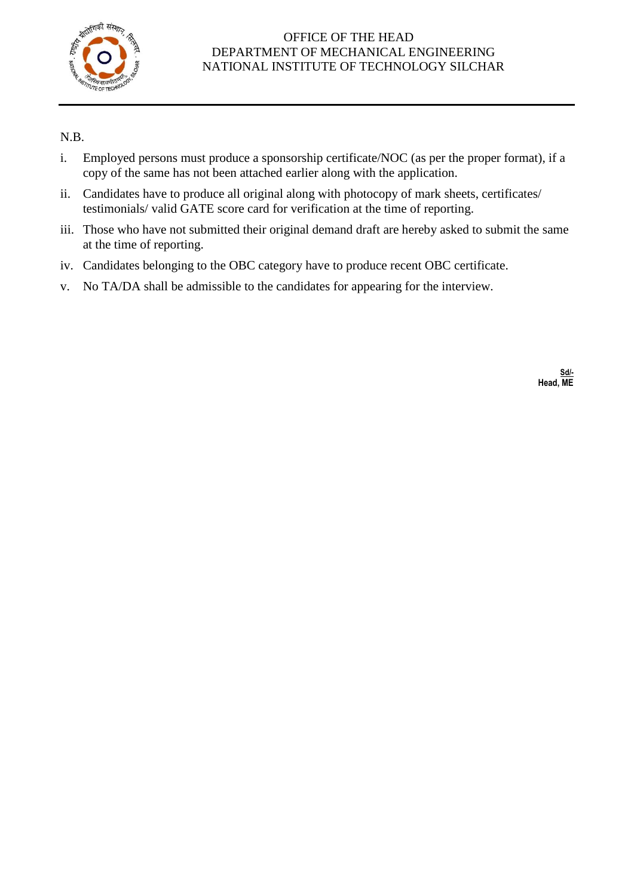OFFICE OF THE HEAD
DEPARTMENT OF MECHANICAL ENGINEERING
NATIONAL INSTITUTE OF TECHNOLOGY SILCHAR

N.B.

i. Employed persons must produce a sponsorship certificate/NOC (as per the proper format), if a copy of the same has not been attached earlier along with the application.
ii. Candidates have to produce all original along with photocopy of mark sheets, certificates/ testimonials/ valid GATE score card for verification at the time of reporting.
iii. Those who have not submitted their original demand draft are hereby asked to submit the same at the time of reporting.
iv. Candidates belonging to the OBC category have to produce recent OBC certificate.
v. No TA/DA shall be admissible to the candidates for appearing for the interview.

**Sd/-**
**Head, ME**